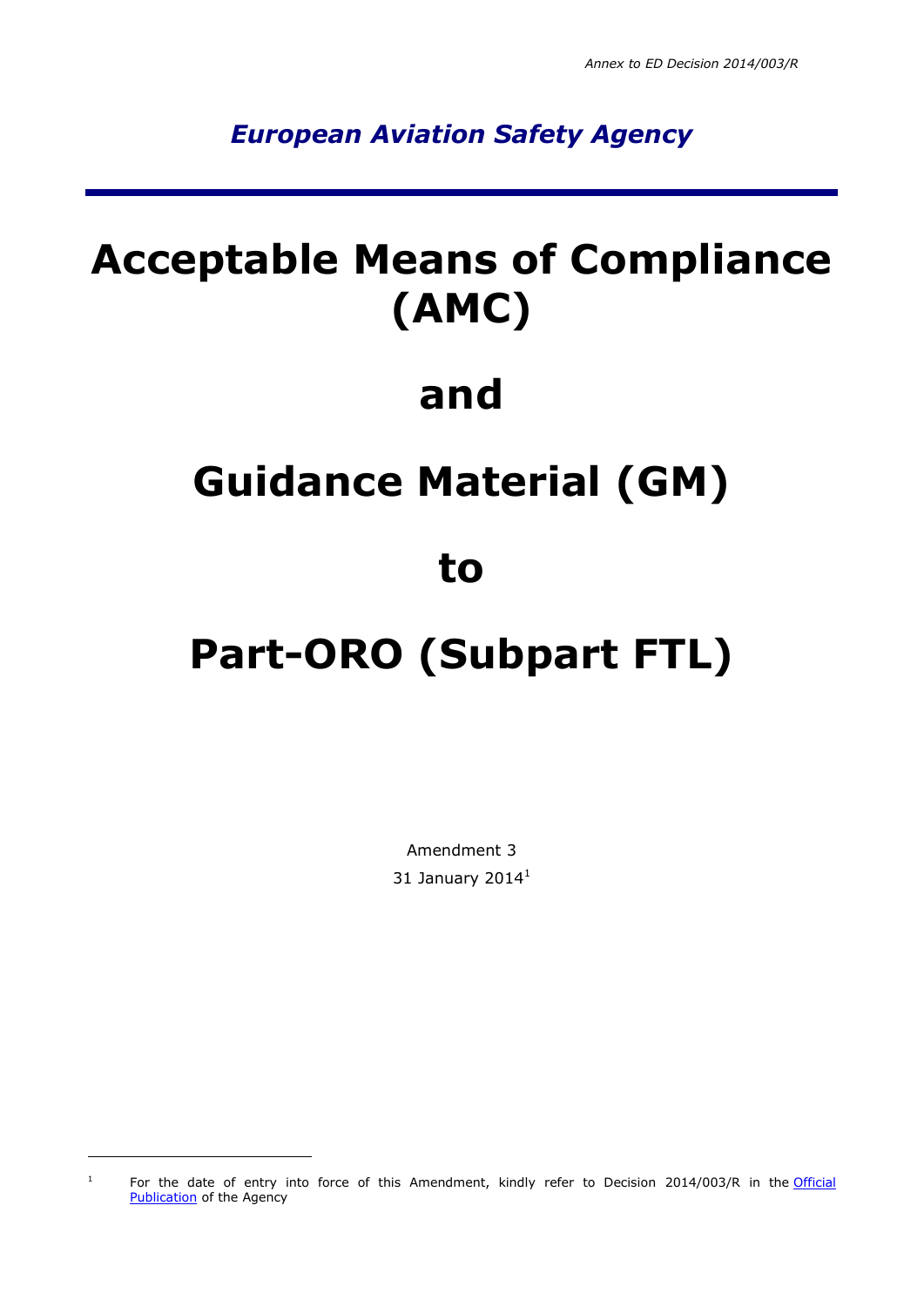*Annex to ED Decision 2014/003/R*

*European Aviation Safety Agency*

# Acceptable Means of Compliance (AMC)

# and

# Guidance Material (GM)

# to

# Part-ORO (Subpart FTL)

Amendment 3

31 January 2014[1]

[1] For the date of entry into force of this Amendment, kindly refer to Decision 2014/003/R in the Official Publication of the Agency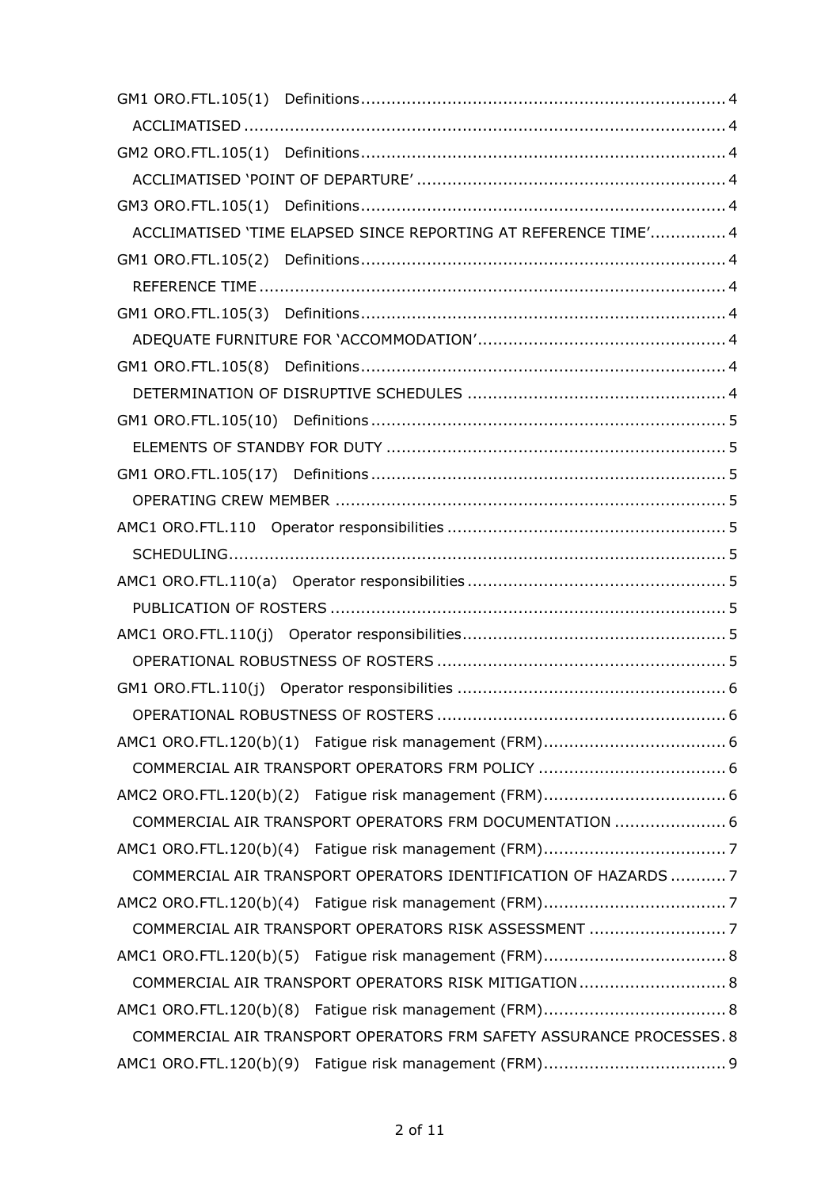GM1 ORO.FTL.105(1) Definitions....................................................................... 4

ACCLIMATISED ............................................................................................. 4

GM2 ORO.FTL.105(1) Definitions....................................................................... 4

ACCLIMATISED 'POINT OF DEPARTURE' ............................................................ 4

GM3 ORO.FTL.105(1) Definitions....................................................................... 4

ACCLIMATISED 'TIME ELAPSED SINCE REPORTING AT REFERENCE TIME'.............. 4

GM1 ORO.FTL.105(2) Definitions....................................................................... 4

REFERENCE TIME .......................................................................................... 4

GM1 ORO.FTL.105(3) Definitions....................................................................... 4

ADEQUATE FURNITURE FOR 'ACCOMMODATION'............................................... 4

GM1 ORO.FTL.105(8) Definitions....................................................................... 4

DETERMINATION OF DISRUPTIVE SCHEDULES .................................................. 4

GM1 ORO.FTL.105(10) Definitions..................................................................... 5

ELEMENTS OF STANDBY FOR DUTY .................................................................. 5

GM1 ORO.FTL.105(17) Definitions..................................................................... 5

OPERATING CREW MEMBER ............................................................................ 5

AMC1 ORO.FTL.110 Operator responsibilities...................................................... 5

SCHEDULING.................................................................................................. 5

AMC1 ORO.FTL.110(a) Operator responsibilities.................................................. 5

PUBLICATION OF ROSTERS ............................................................................. 5

AMC1 ORO.FTL.110(j) Operator responsibilities................................................... 5

OPERATIONAL ROBUSTNESS OF ROSTERS ........................................................ 5

GM1 ORO.FTL.110(j) Operator responsibilities .................................................... 6

OPERATIONAL ROBUSTNESS OF ROSTERS ........................................................ 6

AMC1 ORO.FTL.120(b)(1) Fatigue risk management (FRM)................................... 6

COMMERCIAL AIR TRANSPORT OPERATORS FRM POLICY .................................... 6

AMC2 ORO.FTL.120(b)(2) Fatigue risk management (FRM)................................... 6

COMMERCIAL AIR TRANSPORT OPERATORS FRM DOCUMENTATION ..................... 6

AMC1 ORO.FTL.120(b)(4) Fatigue risk management (FRM)................................... 7

COMMERCIAL AIR TRANSPORT OPERATORS IDENTIFICATION OF HAZARDS ........... 7

AMC2 ORO.FTL.120(b)(4) Fatigue risk management (FRM)................................... 7

COMMERCIAL AIR TRANSPORT OPERATORS RISK ASSESSMENT ........................... 7

AMC1 ORO.FTL.120(b)(5) Fatigue risk management (FRM)................................... 8

COMMERCIAL AIR TRANSPORT OPERATORS RISK MITIGATION............................. 8

AMC1 ORO.FTL.120(b)(8) Fatigue risk management (FRM)................................... 8

COMMERCIAL AIR TRANSPORT OPERATORS FRM SAFETY ASSURANCE PROCESSES. 8

AMC1 ORO.FTL.120(b)(9) Fatigue risk management (FRM)................................... 9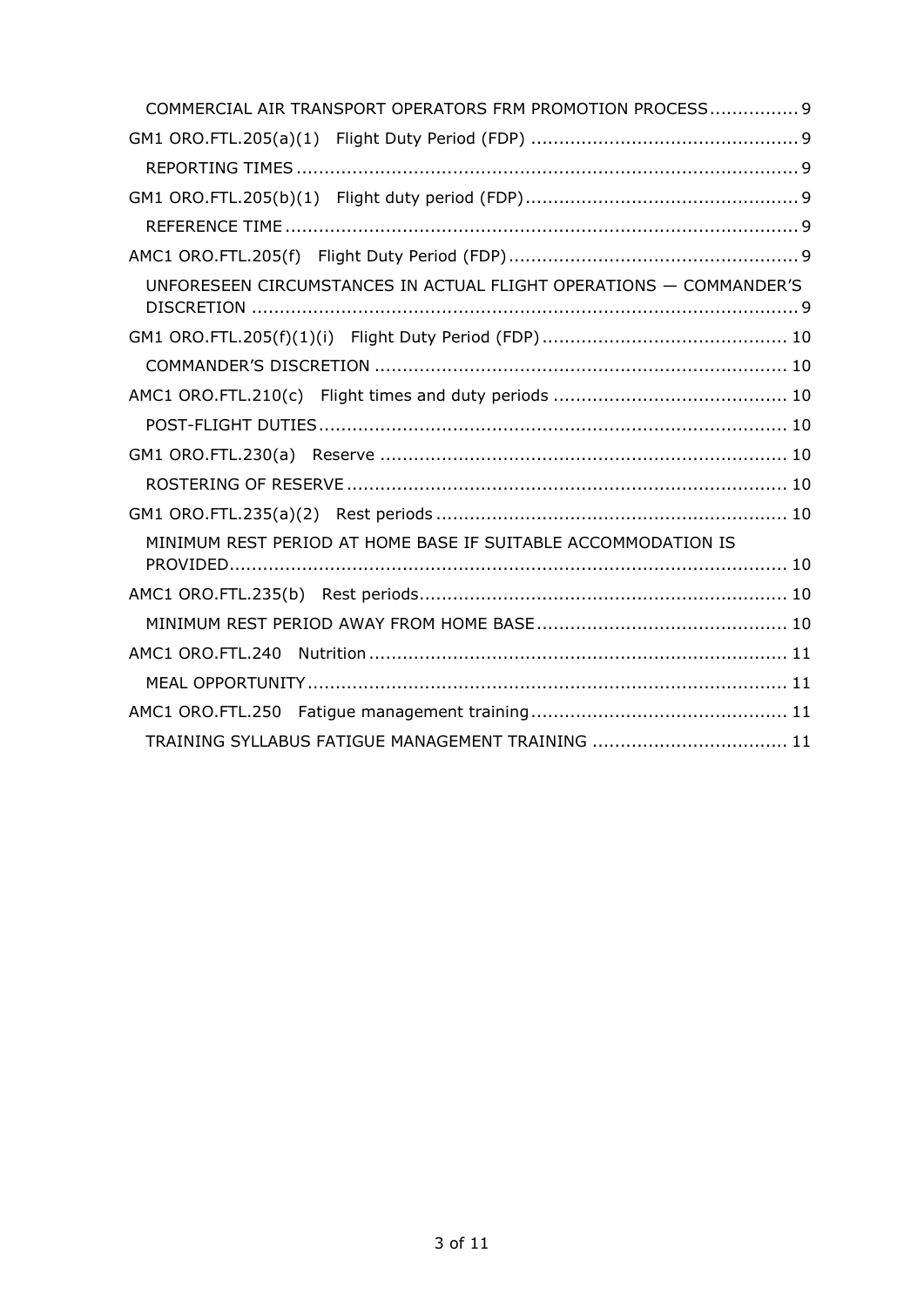COMMERCIAL AIR TRANSPORT OPERATORS FRM PROMOTION PROCESS ................ 9

GM1 ORO.FTL.205(a)(1) Flight Duty Period (FDP) ................................................ 9

REPORTING TIMES .......................................................................................... 9

GM1 ORO.FTL.205(b)(1) Flight duty period (FDP) ................................................ 9

REFERENCE TIME ............................................................................................ 9

AMC1 ORO.FTL.205(f) Flight Duty Period (FDP) .................................................... 9

UNFORESEEN CIRCUMSTANCES IN ACTUAL FLIGHT OPERATIONS — COMMANDER'S DISCRETION .................................................................................................. 9

GM1 ORO.FTL.205(f)(1)(i) Flight Duty Period (FDP) ............................................ 10

COMMANDER'S DISCRETION .......................................................................... 10

AMC1 ORO.FTL.210(c) Flight times and duty periods .......................................... 10

POST-FLIGHT DUTIES .................................................................................... 10

GM1 ORO.FTL.230(a) Reserve ......................................................................... 10

ROSTERING OF RESERVE ............................................................................... 10

GM1 ORO.FTL.235(a)(2) Rest periods ............................................................... 10

MINIMUM REST PERIOD AT HOME BASE IF SUITABLE ACCOMMODATION IS PROVIDED ...................................................................................................... 10

AMC1 ORO.FTL.235(b) Rest periods .................................................................. 10

MINIMUM REST PERIOD AWAY FROM HOME BASE ............................................. 10

AMC1 ORO.FTL.240 Nutrition ........................................................................... 11

MEAL OPPORTUNITY ...................................................................................... 11

AMC1 ORO.FTL.250 Fatigue management training .............................................. 11

TRAINING SYLLABUS FATIGUE MANAGEMENT TRAINING ................................... 11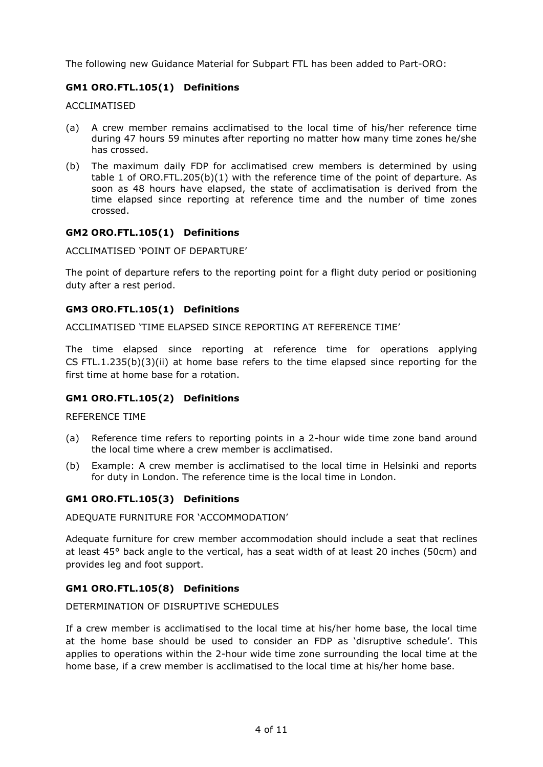The following new Guidance Material for Subpart FTL has been added to Part-ORO:

### GM1 ORO.FTL.105(1) Definitions

ACCLIMATISED

(a) A crew member remains acclimatised to the local time of his/her reference time during 47 hours 59 minutes after reporting no matter how many time zones he/she has crossed.

(b) The maximum daily FDP for acclimatised crew members is determined by using table 1 of ORO.FTL.205(b)(1) with the reference time of the point of departure. As soon as 48 hours have elapsed, the state of acclimatisation is derived from the time elapsed since reporting at reference time and the number of time zones crossed.

### GM2 ORO.FTL.105(1) Definitions

ACCLIMATISED 'POINT OF DEPARTURE'

The point of departure refers to the reporting point for a flight duty period or positioning duty after a rest period.

### GM3 ORO.FTL.105(1) Definitions

ACCLIMATISED 'TIME ELAPSED SINCE REPORTING AT REFERENCE TIME'

The time elapsed since reporting at reference time for operations applying CS FTL.1.235(b)(3)(ii) at home base refers to the time elapsed since reporting for the first time at home base for a rotation.

### GM1 ORO.FTL.105(2) Definitions

REFERENCE TIME

(a) Reference time refers to reporting points in a 2-hour wide time zone band around the local time where a crew member is acclimatised.

(b) Example: A crew member is acclimatised to the local time in Helsinki and reports for duty in London. The reference time is the local time in London.

### GM1 ORO.FTL.105(3) Definitions

ADEQUATE FURNITURE FOR 'ACCOMMODATION'

Adequate furniture for crew member accommodation should include a seat that reclines at least 45° back angle to the vertical, has a seat width of at least 20 inches (50cm) and provides leg and foot support.

### GM1 ORO.FTL.105(8) Definitions

DETERMINATION OF DISRUPTIVE SCHEDULES

If a crew member is acclimatised to the local time at his/her home base, the local time at the home base should be used to consider an FDP as 'disruptive schedule'. This applies to operations within the 2-hour wide time zone surrounding the local time at the home base, if a crew member is acclimatised to the local time at his/her home base.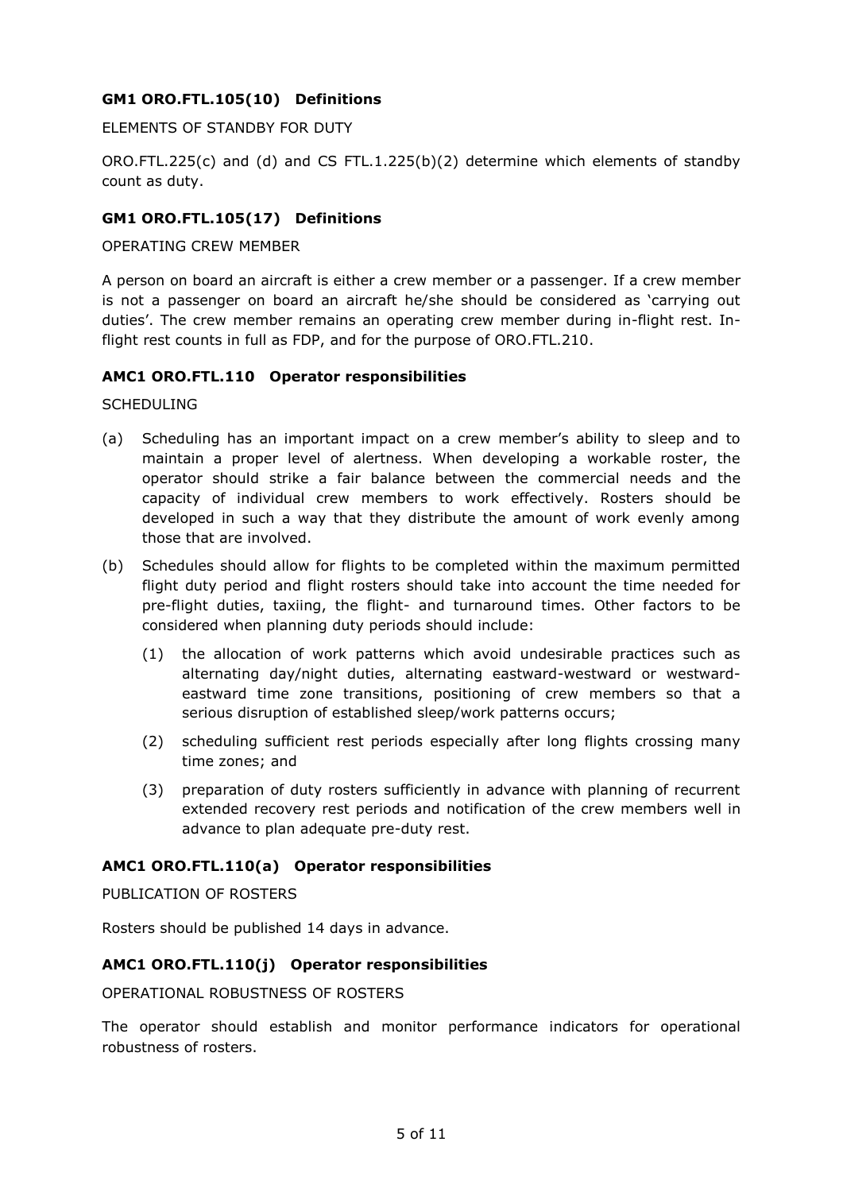### GM1 ORO.FTL.105(10) Definitions

ELEMENTS OF STANDBY FOR DUTY

ORO.FTL.225(c) and (d) and CS FTL.1.225(b)(2) determine which elements of standby count as duty.

### GM1 ORO.FTL.105(17) Definitions

OPERATING CREW MEMBER

A person on board an aircraft is either a crew member or a passenger. If a crew member is not a passenger on board an aircraft he/she should be considered as 'carrying out duties'. The crew member remains an operating crew member during in-flight rest. In-flight rest counts in full as FDP, and for the purpose of ORO.FTL.210.

### AMC1 ORO.FTL.110 Operator responsibilities

SCHEDULING

(a) Scheduling has an important impact on a crew member's ability to sleep and to maintain a proper level of alertness. When developing a workable roster, the operator should strike a fair balance between the commercial needs and the capacity of individual crew members to work effectively. Rosters should be developed in such a way that they distribute the amount of work evenly among those that are involved.

(b) Schedules should allow for flights to be completed within the maximum permitted flight duty period and flight rosters should take into account the time needed for pre-flight duties, taxiing, the flight- and turnaround times. Other factors to be considered when planning duty periods should include:

   (1) the allocation of work patterns which avoid undesirable practices such as alternating day/night duties, alternating eastward-westward or westward-eastward time zone transitions, positioning of crew members so that a serious disruption of established sleep/work patterns occurs;

   (2) scheduling sufficient rest periods especially after long flights crossing many time zones; and

   (3) preparation of duty rosters sufficiently in advance with planning of recurrent extended recovery rest periods and notification of the crew members well in advance to plan adequate pre-duty rest.

### AMC1 ORO.FTL.110(a) Operator responsibilities

PUBLICATION OF ROSTERS

Rosters should be published 14 days in advance.

### AMC1 ORO.FTL.110(j) Operator responsibilities

OPERATIONAL ROBUSTNESS OF ROSTERS

The operator should establish and monitor performance indicators for operational robustness of rosters.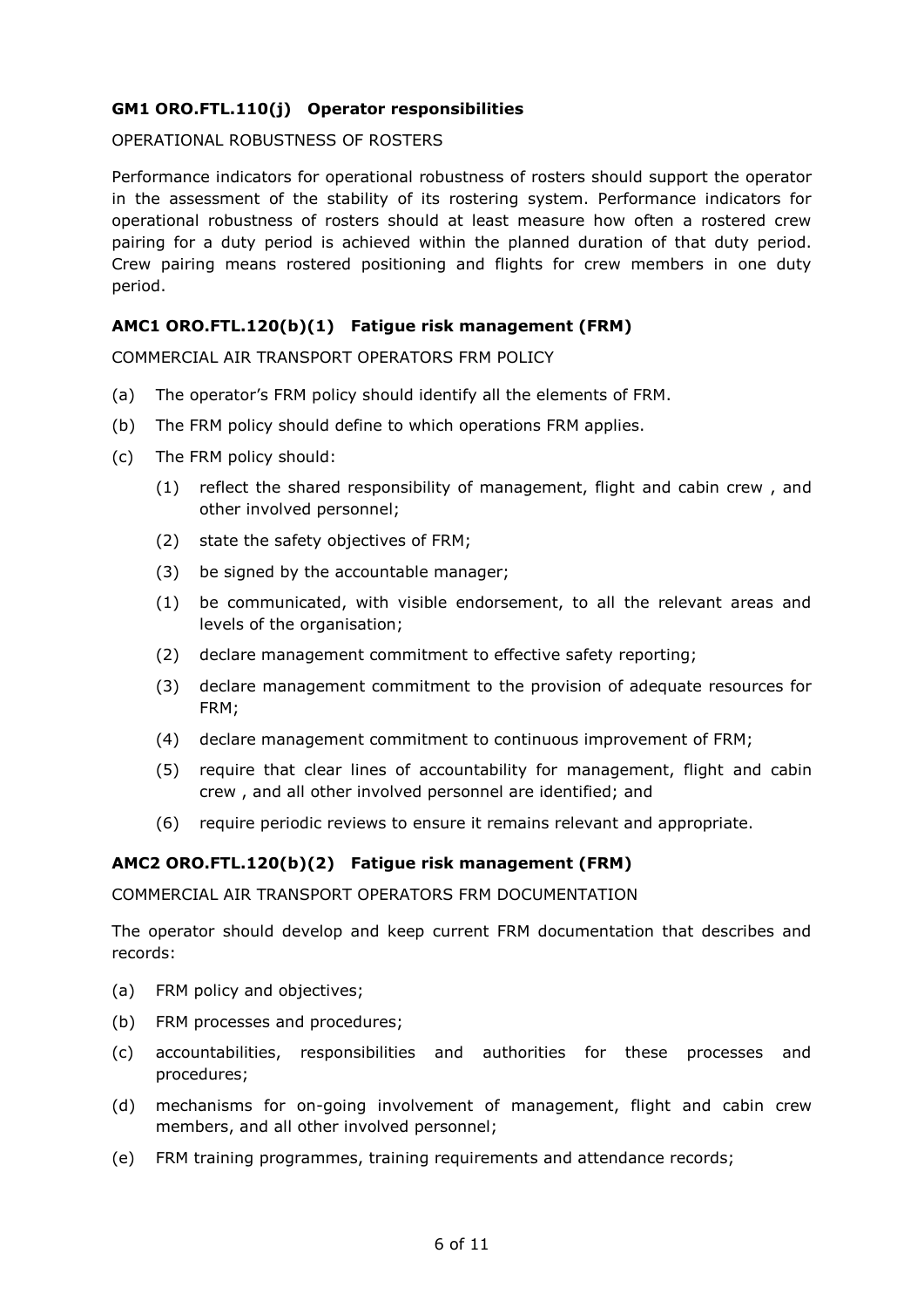**GM1 ORO.FTL.110(j) Operator responsibilities**

OPERATIONAL ROBUSTNESS OF ROSTERS

Performance indicators for operational robustness of rosters should support the operator in the assessment of the stability of its rostering system. Performance indicators for operational robustness of rosters should at least measure how often a rostered crew pairing for a duty period is achieved within the planned duration of that duty period. Crew pairing means rostered positioning and flights for crew members in one duty period.

**AMC1 ORO.FTL.120(b)(1) Fatigue risk management (FRM)**

COMMERCIAL AIR TRANSPORT OPERATORS FRM POLICY

(a) The operator's FRM policy should identify all the elements of FRM.

(b) The FRM policy should define to which operations FRM applies.

(c) The FRM policy should:

  (1) reflect the shared responsibility of management, flight and cabin crew , and other involved personnel;

  (2) state the safety objectives of FRM;

  (3) be signed by the accountable manager;

  (1) be communicated, with visible endorsement, to all the relevant areas and levels of the organisation;

  (2) declare management commitment to effective safety reporting;

  (3) declare management commitment to the provision of adequate resources for FRM;

  (4) declare management commitment to continuous improvement of FRM;

  (5) require that clear lines of accountability for management, flight and cabin crew , and all other involved personnel are identified; and

  (6) require periodic reviews to ensure it remains relevant and appropriate.

**AMC2 ORO.FTL.120(b)(2) Fatigue risk management (FRM)**

COMMERCIAL AIR TRANSPORT OPERATORS FRM DOCUMENTATION

The operator should develop and keep current FRM documentation that describes and records:

(a) FRM policy and objectives;

(b) FRM processes and procedures;

(c) accountabilities, responsibilities and authorities for these processes and procedures;

(d) mechanisms for on-going involvement of management, flight and cabin crew members, and all other involved personnel;

(e) FRM training programmes, training requirements and attendance records;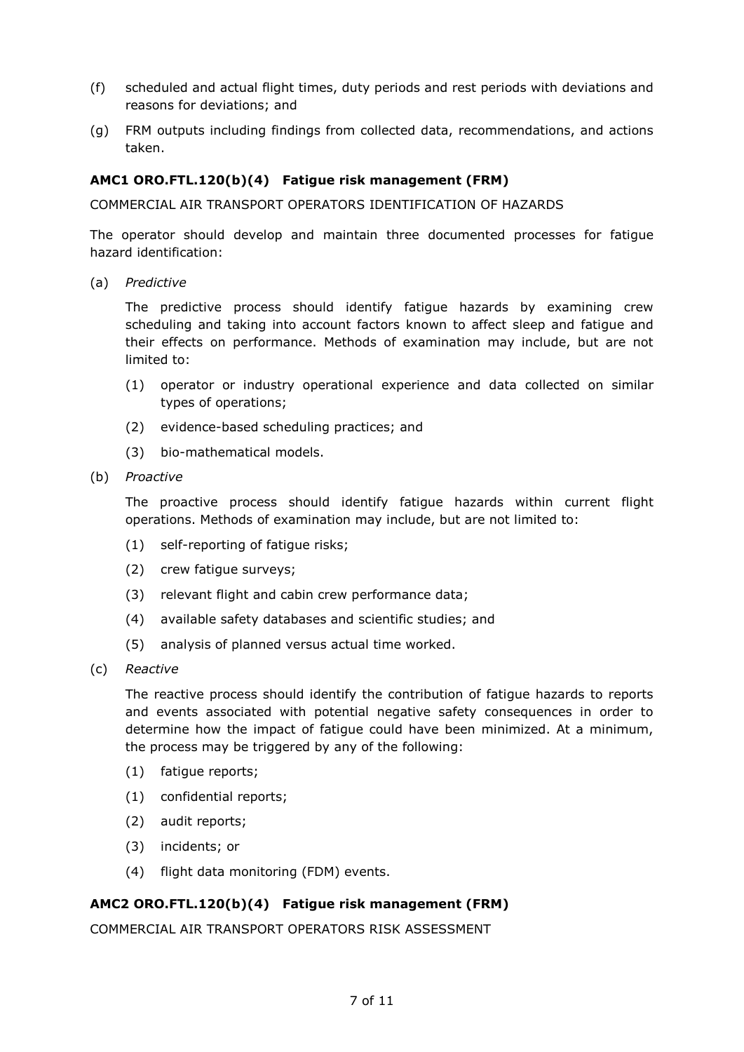(f) scheduled and actual flight times, duty periods and rest periods with deviations and reasons for deviations; and

(g) FRM outputs including findings from collected data, recommendations, and actions taken.

**AMC1 ORO.FTL.120(b)(4) Fatigue risk management (FRM)**

COMMERCIAL AIR TRANSPORT OPERATORS IDENTIFICATION OF HAZARDS

The operator should develop and maintain three documented processes for fatigue hazard identification:

(a) *Predictive*

The predictive process should identify fatigue hazards by examining crew scheduling and taking into account factors known to affect sleep and fatigue and their effects on performance. Methods of examination may include, but are not limited to:

(1) operator or industry operational experience and data collected on similar types of operations;

(2) evidence-based scheduling practices; and

(3) bio-mathematical models.

(b) *Proactive*

The proactive process should identify fatigue hazards within current flight operations. Methods of examination may include, but are not limited to:

(1) self-reporting of fatigue risks;

(2) crew fatigue surveys;

(3) relevant flight and cabin crew performance data;

(4) available safety databases and scientific studies; and

(5) analysis of planned versus actual time worked.

(c) *Reactive*

The reactive process should identify the contribution of fatigue hazards to reports and events associated with potential negative safety consequences in order to determine how the impact of fatigue could have been minimized. At a minimum, the process may be triggered by any of the following:

(1) fatigue reports;

(1) confidential reports;

(2) audit reports;

(3) incidents; or

(4) flight data monitoring (FDM) events.

**AMC2 ORO.FTL.120(b)(4) Fatigue risk management (FRM)**

COMMERCIAL AIR TRANSPORT OPERATORS RISK ASSESSMENT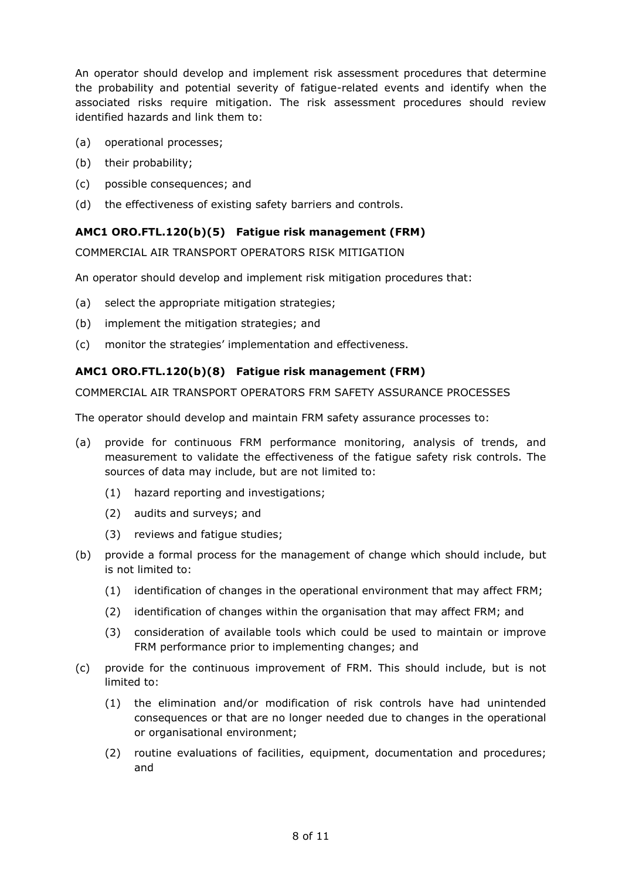An operator should develop and implement risk assessment procedures that determine the probability and potential severity of fatigue-related events and identify when the associated risks require mitigation. The risk assessment procedures should review identified hazards and link them to:

(a) operational processes;

(b) their probability;

(c) possible consequences; and

(d) the effectiveness of existing safety barriers and controls.

### AMC1 ORO.FTL.120(b)(5) Fatigue risk management (FRM)

COMMERCIAL AIR TRANSPORT OPERATORS RISK MITIGATION

An operator should develop and implement risk mitigation procedures that:

(a) select the appropriate mitigation strategies;

(b) implement the mitigation strategies; and

(c) monitor the strategies' implementation and effectiveness.

### AMC1 ORO.FTL.120(b)(8) Fatigue risk management (FRM)

COMMERCIAL AIR TRANSPORT OPERATORS FRM SAFETY ASSURANCE PROCESSES

The operator should develop and maintain FRM safety assurance processes to:

(a) provide for continuous FRM performance monitoring, analysis of trends, and measurement to validate the effectiveness of the fatigue safety risk controls. The sources of data may include, but are not limited to:

    (1) hazard reporting and investigations;

    (2) audits and surveys; and

    (3) reviews and fatigue studies;

(b) provide a formal process for the management of change which should include, but is not limited to:

    (1) identification of changes in the operational environment that may affect FRM;

    (2) identification of changes within the organisation that may affect FRM; and

    (3) consideration of available tools which could be used to maintain or improve FRM performance prior to implementing changes; and

(c) provide for the continuous improvement of FRM. This should include, but is not limited to:

    (1) the elimination and/or modification of risk controls have had unintended consequences or that are no longer needed due to changes in the operational or organisational environment;

    (2) routine evaluations of facilities, equipment, documentation and procedures; and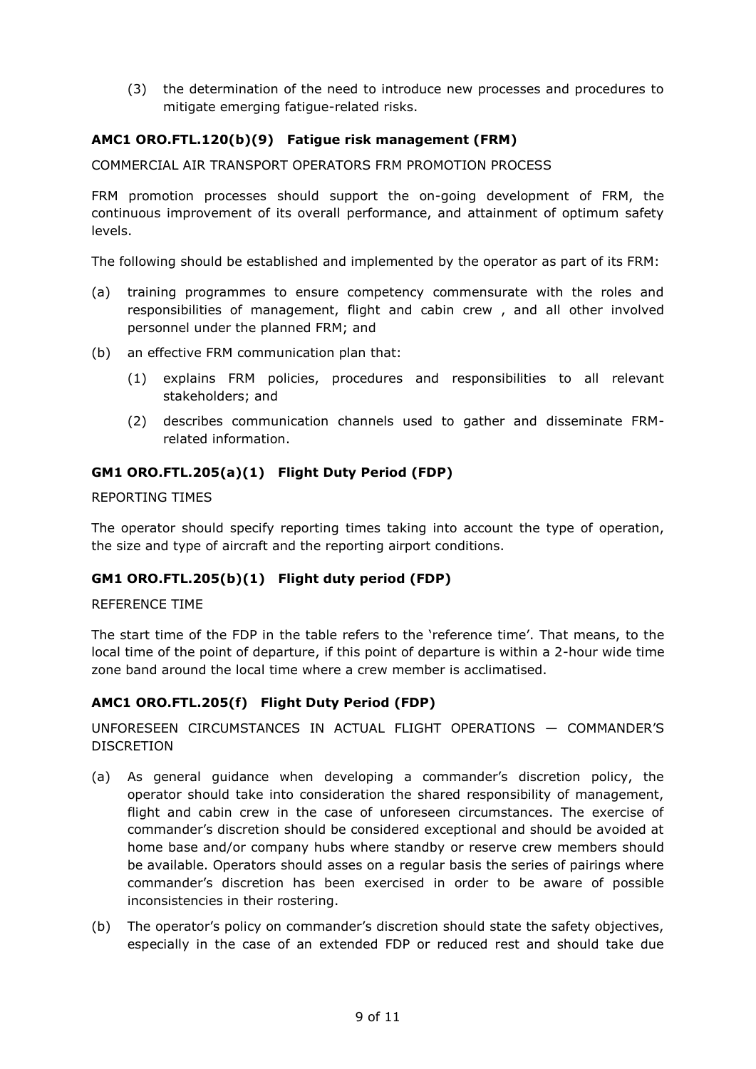(3) the determination of the need to introduce new processes and procedures to mitigate emerging fatigue-related risks.

### AMC1 ORO.FTL.120(b)(9) Fatigue risk management (FRM)

COMMERCIAL AIR TRANSPORT OPERATORS FRM PROMOTION PROCESS

FRM promotion processes should support the on-going development of FRM, the continuous improvement of its overall performance, and attainment of optimum safety levels.

The following should be established and implemented by the operator as part of its FRM:

(a) training programmes to ensure competency commensurate with the roles and responsibilities of management, flight and cabin crew , and all other involved personnel under the planned FRM; and

(b) an effective FRM communication plan that:

  (1) explains FRM policies, procedures and responsibilities to all relevant stakeholders; and

  (2) describes communication channels used to gather and disseminate FRM-related information.

### GM1 ORO.FTL.205(a)(1) Flight Duty Period (FDP)

REPORTING TIMES

The operator should specify reporting times taking into account the type of operation, the size and type of aircraft and the reporting airport conditions.

### GM1 ORO.FTL.205(b)(1) Flight duty period (FDP)

REFERENCE TIME

The start time of the FDP in the table refers to the 'reference time'. That means, to the local time of the point of departure, if this point of departure is within a 2-hour wide time zone band around the local time where a crew member is acclimatised.

### AMC1 ORO.FTL.205(f) Flight Duty Period (FDP)

UNFORESEEN CIRCUMSTANCES IN ACTUAL FLIGHT OPERATIONS — COMMANDER'S DISCRETION

(a) As general guidance when developing a commander's discretion policy, the operator should take into consideration the shared responsibility of management, flight and cabin crew in the case of unforeseen circumstances. The exercise of commander's discretion should be considered exceptional and should be avoided at home base and/or company hubs where standby or reserve crew members should be available. Operators should asses on a regular basis the series of pairings where commander's discretion has been exercised in order to be aware of possible inconsistencies in their rostering.

(b) The operator's policy on commander's discretion should state the safety objectives, especially in the case of an extended FDP or reduced rest and should take due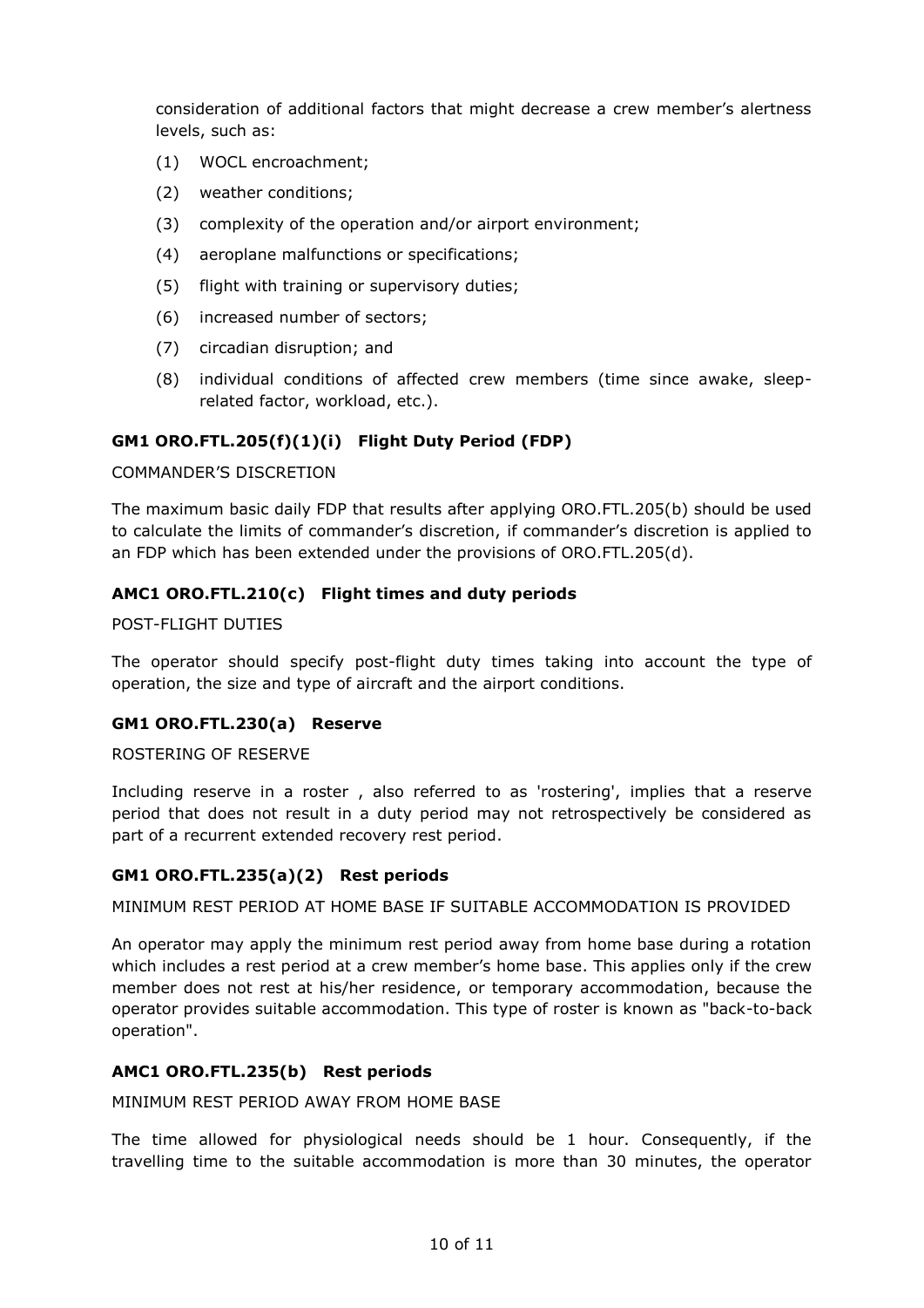consideration of additional factors that might decrease a crew member's alertness levels, such as:

(1) WOCL encroachment;

(2) weather conditions;

(3) complexity of the operation and/or airport environment;

(4) aeroplane malfunctions or specifications;

(5) flight with training or supervisory duties;

(6) increased number of sectors;

(7) circadian disruption; and

(8) individual conditions of affected crew members (time since awake, sleep-related factor, workload, etc.).

### GM1 ORO.FTL.205(f)(1)(i) Flight Duty Period (FDP)

COMMANDER'S DISCRETION

The maximum basic daily FDP that results after applying ORO.FTL.205(b) should be used to calculate the limits of commander's discretion, if commander's discretion is applied to an FDP which has been extended under the provisions of ORO.FTL.205(d).

### AMC1 ORO.FTL.210(c) Flight times and duty periods

POST-FLIGHT DUTIES

The operator should specify post-flight duty times taking into account the type of operation, the size and type of aircraft and the airport conditions.

### GM1 ORO.FTL.230(a) Reserve

ROSTERING OF RESERVE

Including reserve in a roster , also referred to as 'rostering', implies that a reserve period that does not result in a duty period may not retrospectively be considered as part of a recurrent extended recovery rest period.

### GM1 ORO.FTL.235(a)(2) Rest periods

MINIMUM REST PERIOD AT HOME BASE IF SUITABLE ACCOMMODATION IS PROVIDED

An operator may apply the minimum rest period away from home base during a rotation which includes a rest period at a crew member's home base. This applies only if the crew member does not rest at his/her residence, or temporary accommodation, because the operator provides suitable accommodation. This type of roster is known as "back-to-back operation".

### AMC1 ORO.FTL.235(b) Rest periods

MINIMUM REST PERIOD AWAY FROM HOME BASE

The time allowed for physiological needs should be 1 hour. Consequently, if the travelling time to the suitable accommodation is more than 30 minutes, the operator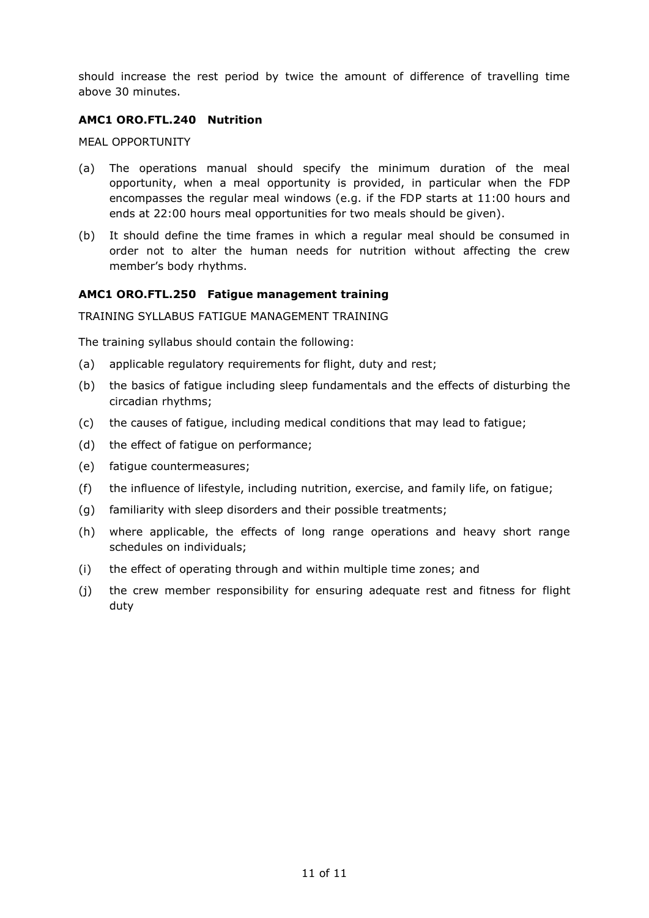should increase the rest period by twice the amount of difference of travelling time above 30 minutes.

### AMC1 ORO.FTL.240 Nutrition

MEAL OPPORTUNITY

(a) The operations manual should specify the minimum duration of the meal opportunity, when a meal opportunity is provided, in particular when the FDP encompasses the regular meal windows (e.g. if the FDP starts at 11:00 hours and ends at 22:00 hours meal opportunities for two meals should be given).

(b) It should define the time frames in which a regular meal should be consumed in order not to alter the human needs for nutrition without affecting the crew member's body rhythms.

### AMC1 ORO.FTL.250 Fatigue management training

TRAINING SYLLABUS FATIGUE MANAGEMENT TRAINING

The training syllabus should contain the following:

(a) applicable regulatory requirements for flight, duty and rest;

(b) the basics of fatigue including sleep fundamentals and the effects of disturbing the circadian rhythms;

(c) the causes of fatigue, including medical conditions that may lead to fatigue;

(d) the effect of fatigue on performance;

(e) fatigue countermeasures;

(f) the influence of lifestyle, including nutrition, exercise, and family life, on fatigue;

(g) familiarity with sleep disorders and their possible treatments;

(h) where applicable, the effects of long range operations and heavy short range schedules on individuals;

(i) the effect of operating through and within multiple time zones; and

(j) the crew member responsibility for ensuring adequate rest and fitness for flight duty